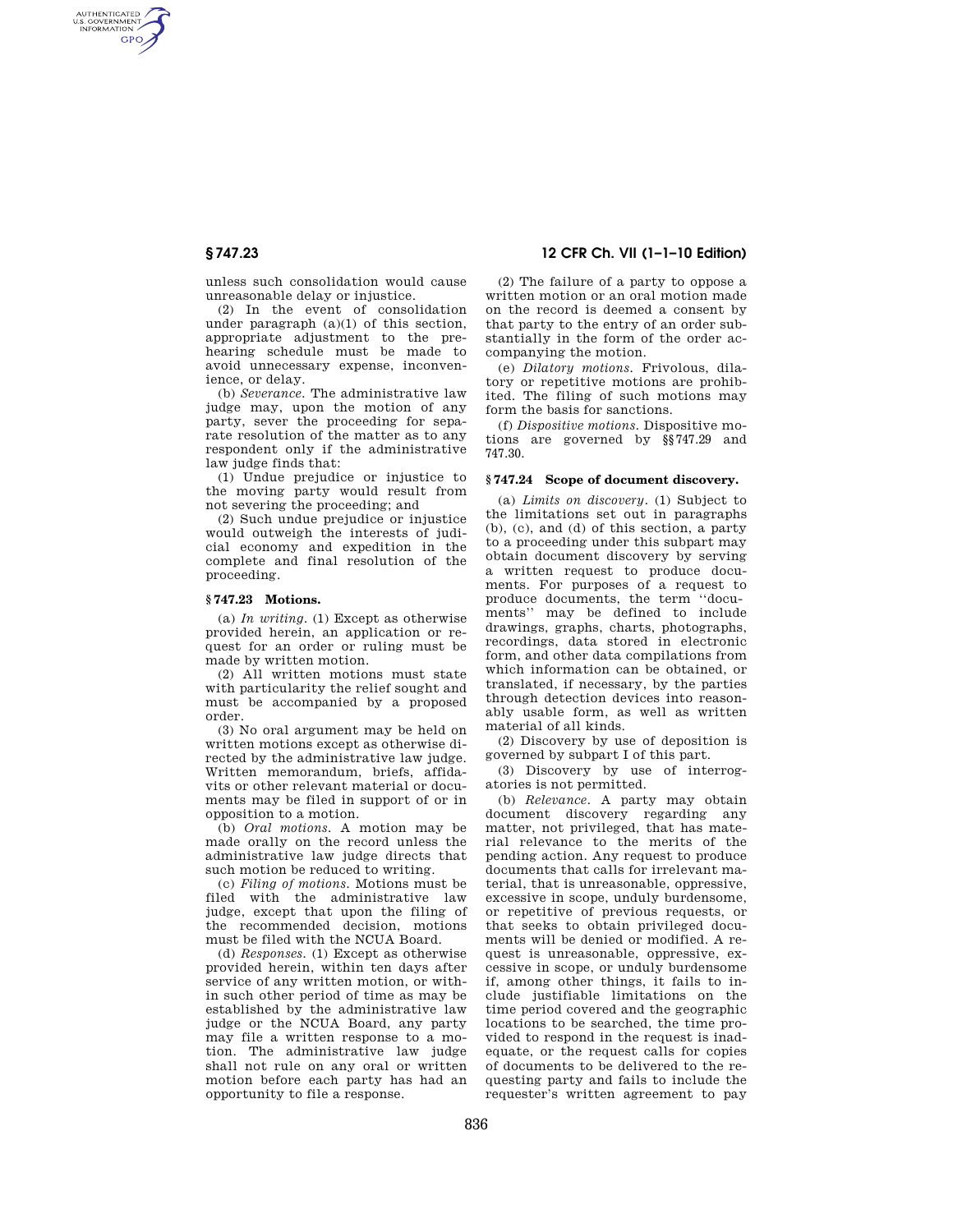unless such consolidation would cause unreasonable delay or injustice.

(2) In the event of consolidation under paragraph (a)(1) of this section, appropriate adjustment to the prehearing schedule must be made to avoid unnecessary expense, inconvenience, or delay.

(b) *Severance.* The administrative law judge may, upon the motion of any party, sever the proceeding for separate resolution of the matter as to any respondent only if the administrative law judge finds that:

(1) Undue prejudice or injustice to the moving party would result from not severing the proceeding; and

(2) Such undue prejudice or injustice would outweigh the interests of judicial economy and expedition in the complete and final resolution of the proceeding.

### § 747.23 Motions.

(a) *In writing.* (1) Except as otherwise provided herein, an application or request for an order or ruling must be made by written motion.

(2) All written motions must state with particularity the relief sought and must be accompanied by a proposed order.

(3) No oral argument may be held on written motions except as otherwise directed by the administrative law judge. Written memorandum, briefs, affidavits or other relevant material or documents may be filed in support of or in opposition to a motion.

(b) *Oral motions.* A motion may be made orally on the record unless the administrative law judge directs that such motion be reduced to writing.

(c) *Filing of motions.* Motions must be filed with the administrative law judge, except that upon the filing of the recommended decision, motions must be filed with the NCUA Board.

(d) *Responses.* (1) Except as otherwise provided herein, within ten days after service of any written motion, or within such other period of time as may be established by the administrative law judge or the NCUA Board, any party may file a written response to a motion. The administrative law judge shall not rule on any oral or written motion before each party has had an opportunity to file a response.

(2) The failure of a party to oppose a written motion or an oral motion made on the record is deemed a consent by that party to the entry of an order substantially in the form of the order accompanying the motion.

(e) *Dilatory motions.* Frivolous, dilatory or repetitive motions are prohibited. The filing of such motions may form the basis for sanctions.

(f) *Dispositive motions.* Dispositive motions are governed by §§ 747.29 and 747.30.

### § 747.24 Scope of document discovery.

(a) *Limits on discovery.* (1) Subject to the limitations set out in paragraphs (b), (c), and (d) of this section, a party to a proceeding under this subpart may obtain document discovery by serving a written request to produce documents. For purposes of a request to produce documents, the term ''documents'' may be defined to include drawings, graphs, charts, photographs, recordings, data stored in electronic form, and other data compilations from which information can be obtained, or translated, if necessary, by the parties through detection devices into reasonably usable form, as well as written material of all kinds.

(2) Discovery by use of deposition is governed by subpart I of this part.

(3) Discovery by use of interrogatories is not permitted.

(b) *Relevance.* A party may obtain document discovery regarding any matter, not privileged, that has material relevance to the merits of the pending action. Any request to produce documents that calls for irrelevant material, that is unreasonable, oppressive, excessive in scope, unduly burdensome, or repetitive of previous requests, or that seeks to obtain privileged documents will be denied or modified. A request is unreasonable, oppressive, excessive in scope, or unduly burdensome if, among other things, it fails to include justifiable limitations on the time period covered and the geographic locations to be searched, the time provided to respond in the request is inadequate, or the request calls for copies of documents to be delivered to the requesting party and fails to include the requester's written agreement to pay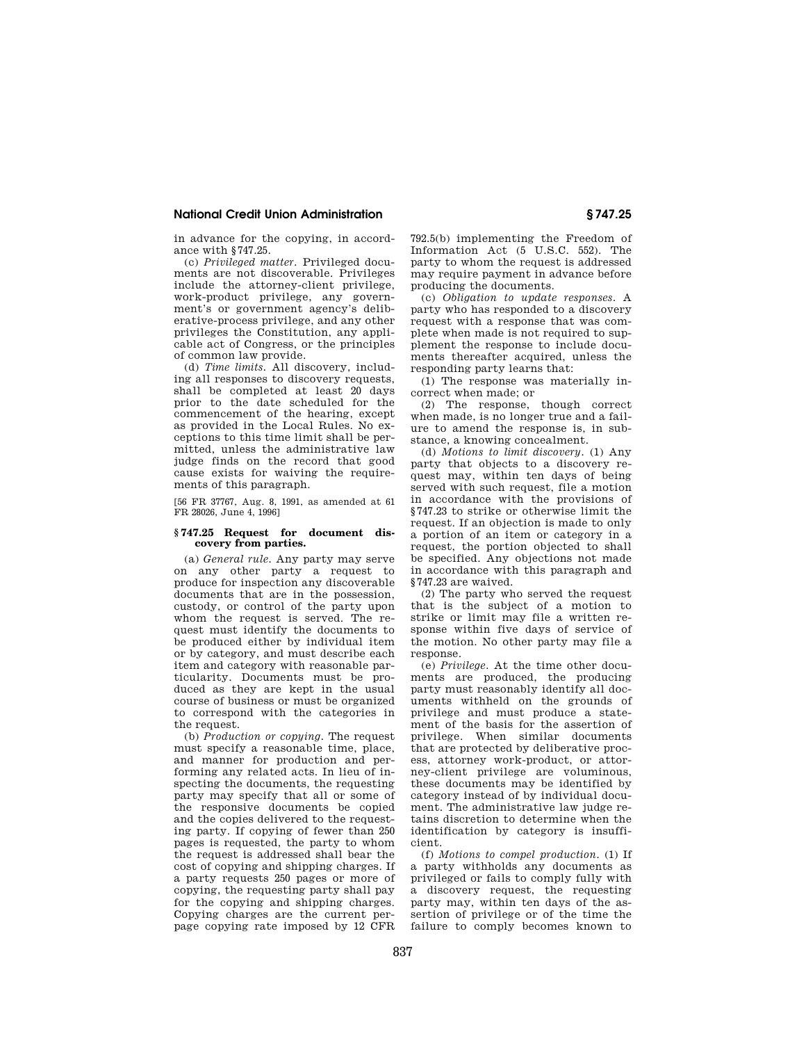in advance for the copying, in accordance with §747.25.

(c) *Privileged matter.* Privileged documents are not discoverable. Privileges include the attorney-client privilege, work-product privilege, any government's or government agency's deliberative-process privilege, and any other privileges the Constitution, any applicable act of Congress, or the principles of common law provide.

(d) *Time limits.* All discovery, including all responses to discovery requests, shall be completed at least 20 days prior to the date scheduled for the commencement of the hearing, except as provided in the Local Rules. No exceptions to this time limit shall be permitted, unless the administrative law judge finds on the record that good cause exists for waiving the requirements of this paragraph.

[56 FR 37767, Aug. 8, 1991, as amended at 61 FR 28026, June 4, 1996]

### § 747.25 Request for document discovery from parties.

(a) *General rule.* Any party may serve on any other party a request to produce for inspection any discoverable documents that are in the possession, custody, or control of the party upon whom the request is served. The request must identify the documents to be produced either by individual item or by category, and must describe each item and category with reasonable particularity. Documents must be produced as they are kept in the usual course of business or must be organized to correspond with the categories in the request.

(b) *Production or copying.* The request must specify a reasonable time, place, and manner for production and performing any related acts. In lieu of inspecting the documents, the requesting party may specify that all or some of the responsive documents be copied and the copies delivered to the requesting party. If copying of fewer than 250 pages is requested, the party to whom the request is addressed shall bear the cost of copying and shipping charges. If a party requests 250 pages or more of copying, the requesting party shall pay for the copying and shipping charges. Copying charges are the current per-page copying rate imposed by 12 CFR 792.5(b) implementing the Freedom of Information Act (5 U.S.C. 552). The party to whom the request is addressed may require payment in advance before producing the documents.

(c) *Obligation to update responses.* A party who has responded to a discovery request with a response that was complete when made is not required to supplement the response to include documents thereafter acquired, unless the responding party learns that:

(1) The response was materially incorrect when made; or

(2) The response, though correct when made, is no longer true and a failure to amend the response is, in substance, a knowing concealment.

(d) *Motions to limit discovery.* (1) Any party that objects to a discovery request may, within ten days of being served with such request, file a motion in accordance with the provisions of §747.23 to strike or otherwise limit the request. If an objection is made to only a portion of an item or category in a request, the portion objected to shall be specified. Any objections not made in accordance with this paragraph and §747.23 are waived.

(2) The party who served the request that is the subject of a motion to strike or limit may file a written response within five days of service of the motion. No other party may file a response.

(e) *Privilege.* At the time other documents are produced, the producing party must reasonably identify all documents withheld on the grounds of privilege and must produce a statement of the basis for the assertion of privilege. When similar documents that are protected by deliberative process, attorney work-product, or attorney-client privilege are voluminous, these documents may be identified by category instead of by individual document. The administrative law judge retains discretion to determine when the identification by category is insufficient.

(f) *Motions to compel production.* (1) If a party withholds any documents as privileged or fails to comply fully with a discovery request, the requesting party may, within ten days of the assertion of privilege or of the time the failure to comply becomes known to